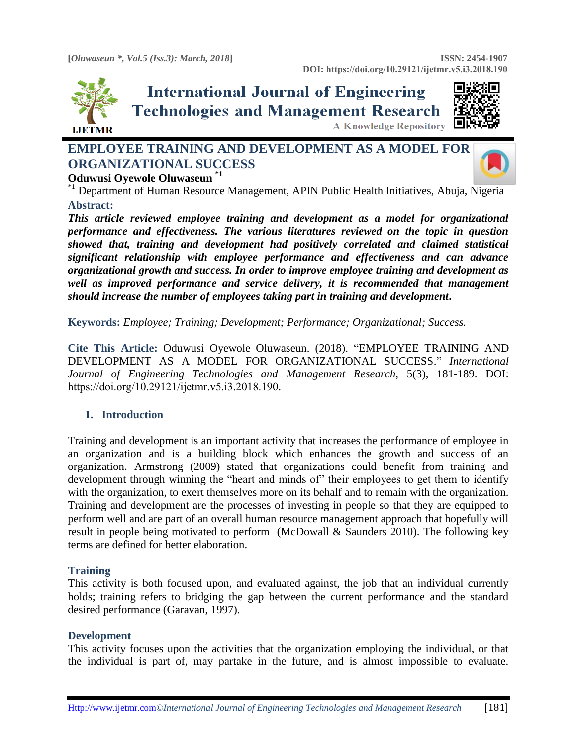# EMPLOYEE TRAINING AND DEVELOPMENT AS A MODEL FOR ORGANIZATIONAL SUCCESS

**Oduwusi Oyewole Oluwaseun** [*1]

[*1] Department of Human Resource Management, APIN Public Health Initiatives, Abuja, Nigeria

**Abstract:**

***This article reviewed employee training and development as a model for organizational performance and effectiveness. The various literatures reviewed on the topic in question showed that, training and development had positively correlated and claimed statistical significant relationship with employee performance and effectiveness and can advance organizational growth and success. In order to improve employee training and development as well as improved performance and service delivery, it is recommended that management should increase the number of employees taking part in training and development.***

**Keywords:** *Employee; Training; Development; Performance; Organizational; Success.*

**Cite This Article:** Oduwusi Oyewole Oluwaseun. (2018). "EMPLOYEE TRAINING AND DEVELOPMENT AS A MODEL FOR ORGANIZATIONAL SUCCESS." *International Journal of Engineering Technologies and Management Research,* 5(3), 181-189. DOI: https://doi.org/10.29121/ijetmr.v5.i3.2018.190.

## 1. Introduction

Training and development is an important activity that increases the performance of employee in an organization and is a building block which enhances the growth and success of an organization. Armstrong (2009) stated that organizations could benefit from training and development through winning the "heart and minds of" their employees to get them to identify with the organization, to exert themselves more on its behalf and to remain with the organization. Training and development are the processes of investing in people so that they are equipped to perform well and are part of an overall human resource management approach that hopefully will result in people being motivated to perform (McDowall & Saunders 2010). The following key terms are defined for better elaboration.

### Training

This activity is both focused upon, and evaluated against, the job that an individual currently holds; training refers to bridging the gap between the current performance and the standard desired performance (Garavan, 1997).

### Development

This activity focuses upon the activities that the organization employing the individual, or that the individual is part of, may partake in the future, and is almost impossible to evaluate.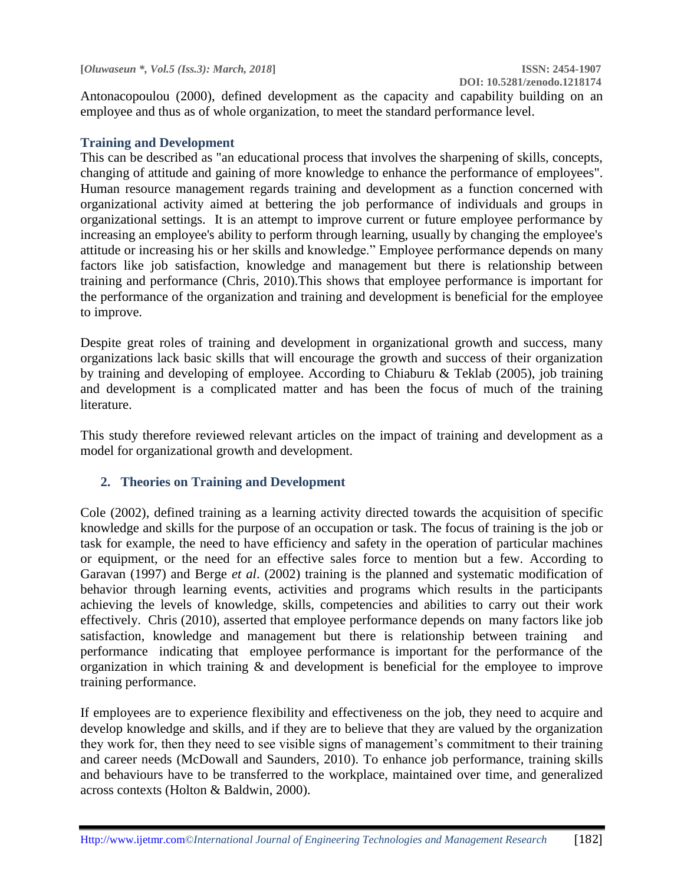Antonacopoulou (2000), defined development as the capacity and capability building on an employee and thus as of whole organization, to meet the standard performance level.

### Training and Development

This can be described as "an educational process that involves the sharpening of skills, concepts, changing of attitude and gaining of more knowledge to enhance the performance of employees". Human resource management regards training and development as a function concerned with organizational activity aimed at bettering the job performance of individuals and groups in organizational settings. It is an attempt to improve current or future employee performance by increasing an employee's ability to perform through learning, usually by changing the employee's attitude or increasing his or her skills and knowledge." Employee performance depends on many factors like job satisfaction, knowledge and management but there is relationship between training and performance (Chris, 2010).This shows that employee performance is important for the performance of the organization and training and development is beneficial for the employee to improve.

Despite great roles of training and development in organizational growth and success, many organizations lack basic skills that will encourage the growth and success of their organization by training and developing of employee. According to Chiaburu & Teklab (2005), job training and development is a complicated matter and has been the focus of much of the training literature.

This study therefore reviewed relevant articles on the impact of training and development as a model for organizational growth and development.

## 2. Theories on Training and Development

Cole (2002), defined training as a learning activity directed towards the acquisition of specific knowledge and skills for the purpose of an occupation or task. The focus of training is the job or task for example, the need to have efficiency and safety in the operation of particular machines or equipment, or the need for an effective sales force to mention but a few. According to Garavan (1997) and Berge *et al*. (2002) training is the planned and systematic modification of behavior through learning events, activities and programs which results in the participants achieving the levels of knowledge, skills, competencies and abilities to carry out their work effectively. Chris (2010), asserted that employee performance depends on many factors like job satisfaction, knowledge and management but there is relationship between training and performance indicating that employee performance is important for the performance of the organization in which training & and development is beneficial for the employee to improve training performance.

If employees are to experience flexibility and effectiveness on the job, they need to acquire and develop knowledge and skills, and if they are to believe that they are valued by the organization they work for, then they need to see visible signs of management's commitment to their training and career needs (McDowall and Saunders, 2010). To enhance job performance, training skills and behaviours have to be transferred to the workplace, maintained over time, and generalized across contexts (Holton & Baldwin, 2000).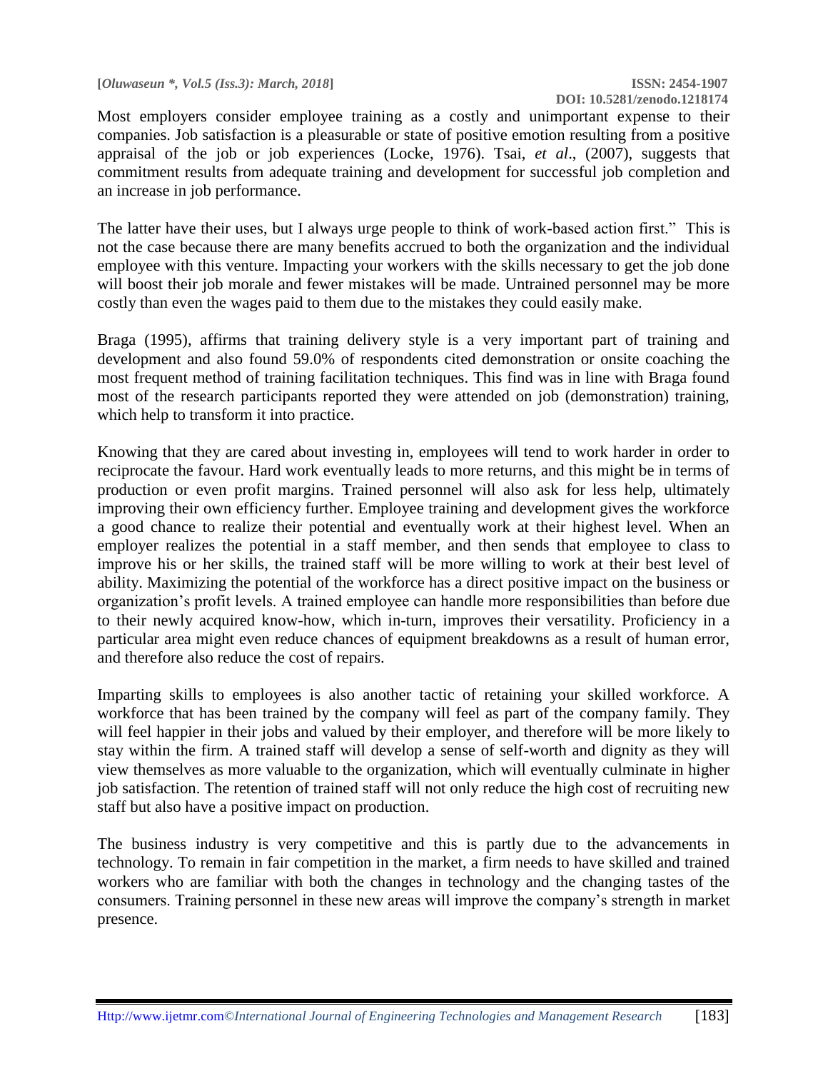Most employers consider employee training as a costly and unimportant expense to their companies. Job satisfaction is a pleasurable or state of positive emotion resulting from a positive appraisal of the job or job experiences (Locke, 1976). Tsai, *et al*., (2007), suggests that commitment results from adequate training and development for successful job completion and an increase in job performance.

The latter have their uses, but I always urge people to think of work-based action first." This is not the case because there are many benefits accrued to both the organization and the individual employee with this venture. Impacting your workers with the skills necessary to get the job done will boost their job morale and fewer mistakes will be made. Untrained personnel may be more costly than even the wages paid to them due to the mistakes they could easily make.

Braga (1995), affirms that training delivery style is a very important part of training and development and also found 59.0% of respondents cited demonstration or onsite coaching the most frequent method of training facilitation techniques. This find was in line with Braga found most of the research participants reported they were attended on job (demonstration) training, which help to transform it into practice.

Knowing that they are cared about investing in, employees will tend to work harder in order to reciprocate the favour. Hard work eventually leads to more returns, and this might be in terms of production or even profit margins. Trained personnel will also ask for less help, ultimately improving their own efficiency further. Employee training and development gives the workforce a good chance to realize their potential and eventually work at their highest level. When an employer realizes the potential in a staff member, and then sends that employee to class to improve his or her skills, the trained staff will be more willing to work at their best level of ability. Maximizing the potential of the workforce has a direct positive impact on the business or organization's profit levels. A trained employee can handle more responsibilities than before due to their newly acquired know-how, which in-turn, improves their versatility. Proficiency in a particular area might even reduce chances of equipment breakdowns as a result of human error, and therefore also reduce the cost of repairs.

Imparting skills to employees is also another tactic of retaining your skilled workforce. A workforce that has been trained by the company will feel as part of the company family. They will feel happier in their jobs and valued by their employer, and therefore will be more likely to stay within the firm. A trained staff will develop a sense of self-worth and dignity as they will view themselves as more valuable to the organization, which will eventually culminate in higher job satisfaction. The retention of trained staff will not only reduce the high cost of recruiting new staff but also have a positive impact on production.

The business industry is very competitive and this is partly due to the advancements in technology. To remain in fair competition in the market, a firm needs to have skilled and trained workers who are familiar with both the changes in technology and the changing tastes of the consumers. Training personnel in these new areas will improve the company's strength in market presence.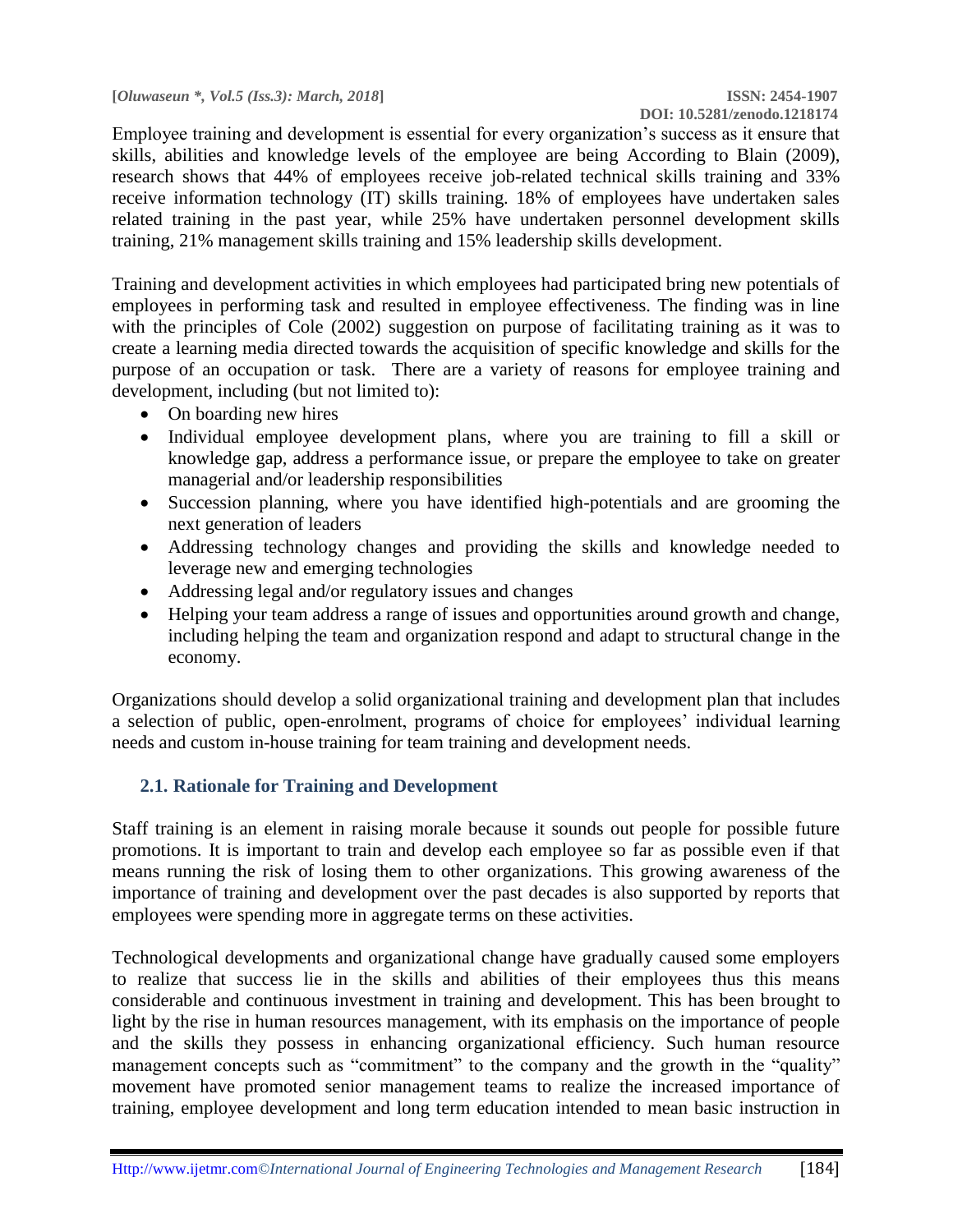Employee training and development is essential for every organization's success as it ensure that skills, abilities and knowledge levels of the employee are being According to Blain (2009), research shows that 44% of employees receive job-related technical skills training and 33% receive information technology (IT) skills training. 18% of employees have undertaken sales related training in the past year, while 25% have undertaken personnel development skills training, 21% management skills training and 15% leadership skills development.

Training and development activities in which employees had participated bring new potentials of employees in performing task and resulted in employee effectiveness. The finding was in line with the principles of Cole (2002) suggestion on purpose of facilitating training as it was to create a learning media directed towards the acquisition of specific knowledge and skills for the purpose of an occupation or task. There are a variety of reasons for employee training and development, including (but not limited to):

- On boarding new hires
- Individual employee development plans, where you are training to fill a skill or knowledge gap, address a performance issue, or prepare the employee to take on greater managerial and/or leadership responsibilities
- Succession planning, where you have identified high-potentials and are grooming the next generation of leaders
- Addressing technology changes and providing the skills and knowledge needed to leverage new and emerging technologies
- Addressing legal and/or regulatory issues and changes
- Helping your team address a range of issues and opportunities around growth and change, including helping the team and organization respond and adapt to structural change in the economy.

Organizations should develop a solid organizational training and development plan that includes a selection of public, open-enrolment, programs of choice for employees' individual learning needs and custom in-house training for team training and development needs.

## 2.1. Rationale for Training and Development

Staff training is an element in raising morale because it sounds out people for possible future promotions. It is important to train and develop each employee so far as possible even if that means running the risk of losing them to other organizations. This growing awareness of the importance of training and development over the past decades is also supported by reports that employees were spending more in aggregate terms on these activities.

Technological developments and organizational change have gradually caused some employers to realize that success lie in the skills and abilities of their employees thus this means considerable and continuous investment in training and development. This has been brought to light by the rise in human resources management, with its emphasis on the importance of people and the skills they possess in enhancing organizational efficiency. Such human resource management concepts such as "commitment" to the company and the growth in the "quality" movement have promoted senior management teams to realize the increased importance of training, employee development and long term education intended to mean basic instruction in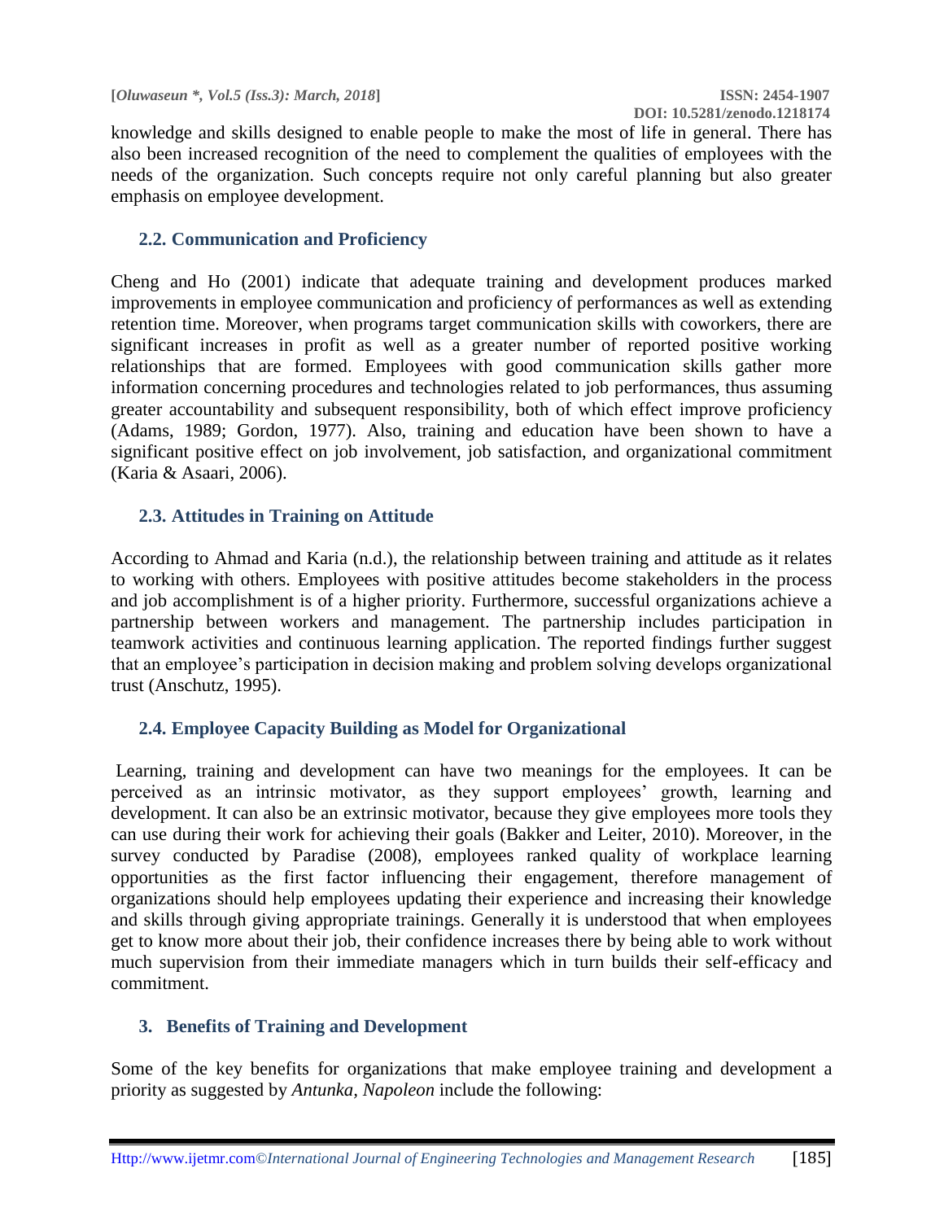knowledge and skills designed to enable people to make the most of life in general. There has also been increased recognition of the need to complement the qualities of employees with the needs of the organization. Such concepts require not only careful planning but also greater emphasis on employee development.

### 2.2. Communication and Proficiency

Cheng and Ho (2001) indicate that adequate training and development produces marked improvements in employee communication and proficiency of performances as well as extending retention time. Moreover, when programs target communication skills with coworkers, there are significant increases in profit as well as a greater number of reported positive working relationships that are formed. Employees with good communication skills gather more information concerning procedures and technologies related to job performances, thus assuming greater accountability and subsequent responsibility, both of which effect improve proficiency (Adams, 1989; Gordon, 1977). Also, training and education have been shown to have a significant positive effect on job involvement, job satisfaction, and organizational commitment (Karia & Asaari, 2006).

### 2.3. Attitudes in Training on Attitude

According to Ahmad and Karia (n.d.), the relationship between training and attitude as it relates to working with others. Employees with positive attitudes become stakeholders in the process and job accomplishment is of a higher priority. Furthermore, successful organizations achieve a partnership between workers and management. The partnership includes participation in teamwork activities and continuous learning application. The reported findings further suggest that an employee's participation in decision making and problem solving develops organizational trust (Anschutz, 1995).

### 2.4. Employee Capacity Building as Model for Organizational

Learning, training and development can have two meanings for the employees. It can be perceived as an intrinsic motivator, as they support employees' growth, learning and development. It can also be an extrinsic motivator, because they give employees more tools they can use during their work for achieving their goals (Bakker and Leiter, 2010). Moreover, in the survey conducted by Paradise (2008), employees ranked quality of workplace learning opportunities as the first factor influencing their engagement, therefore management of organizations should help employees updating their experience and increasing their knowledge and skills through giving appropriate trainings. Generally it is understood that when employees get to know more about their job, their confidence increases there by being able to work without much supervision from their immediate managers which in turn builds their self-efficacy and commitment.

## 3. Benefits of Training and Development

Some of the key benefits for organizations that make employee training and development a priority as suggested by *Antunka, Napoleon* include the following: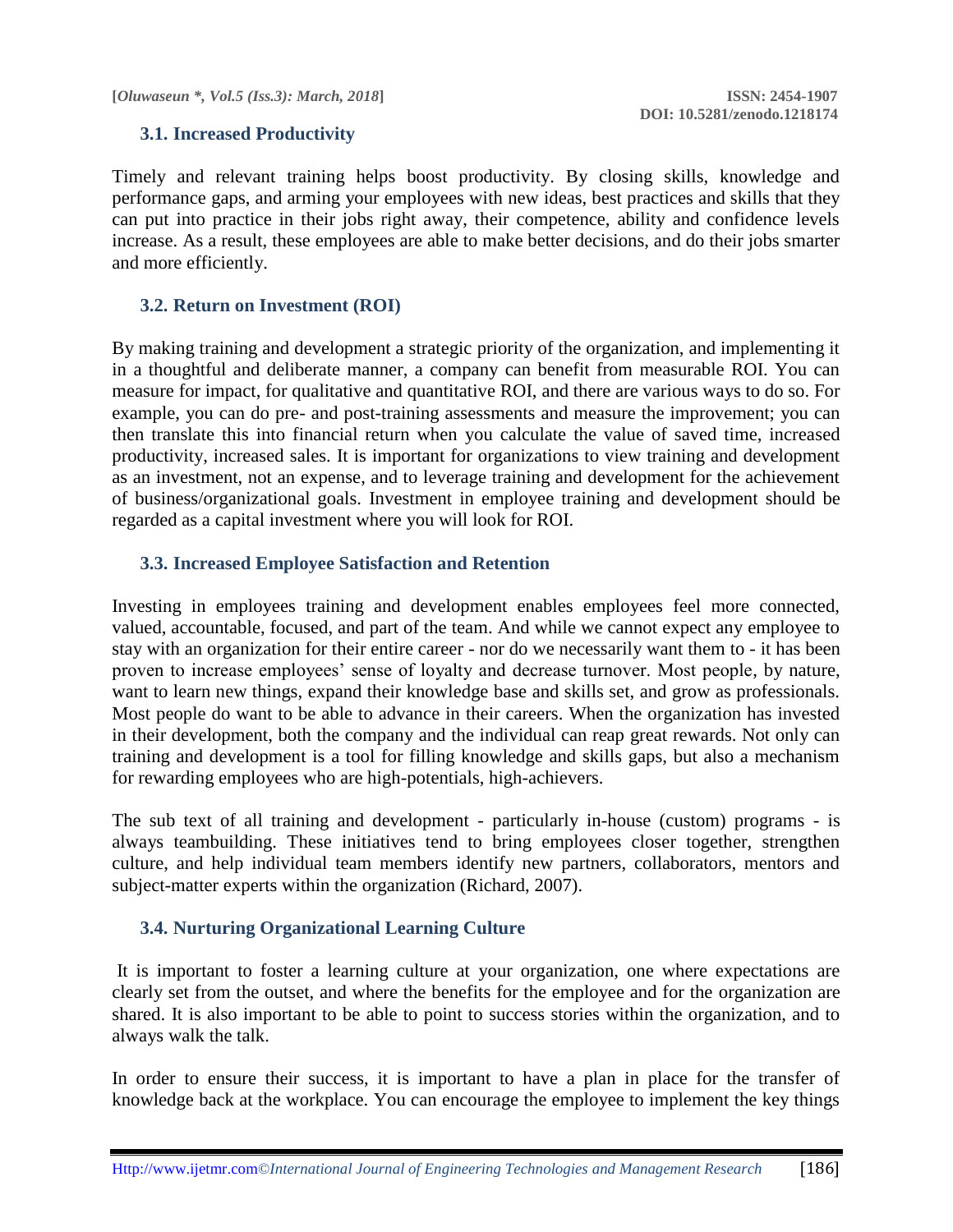### 3.1. Increased Productivity

Timely and relevant training helps boost productivity. By closing skills, knowledge and performance gaps, and arming your employees with new ideas, best practices and skills that they can put into practice in their jobs right away, their competence, ability and confidence levels increase. As a result, these employees are able to make better decisions, and do their jobs smarter and more efficiently.

### 3.2. Return on Investment (ROI)

By making training and development a strategic priority of the organization, and implementing it in a thoughtful and deliberate manner, a company can benefit from measurable ROI. You can measure for impact, for qualitative and quantitative ROI, and there are various ways to do so. For example, you can do pre- and post-training assessments and measure the improvement; you can then translate this into financial return when you calculate the value of saved time, increased productivity, increased sales. It is important for organizations to view training and development as an investment, not an expense, and to leverage training and development for the achievement of business/organizational goals. Investment in employee training and development should be regarded as a capital investment where you will look for ROI.

### 3.3. Increased Employee Satisfaction and Retention

Investing in employees training and development enables employees feel more connected, valued, accountable, focused, and part of the team. And while we cannot expect any employee to stay with an organization for their entire career - nor do we necessarily want them to - it has been proven to increase employees' sense of loyalty and decrease turnover. Most people, by nature, want to learn new things, expand their knowledge base and skills set, and grow as professionals. Most people do want to be able to advance in their careers. When the organization has invested in their development, both the company and the individual can reap great rewards. Not only can training and development is a tool for filling knowledge and skills gaps, but also a mechanism for rewarding employees who are high-potentials, high-achievers.

The sub text of all training and development - particularly in-house (custom) programs - is always teambuilding. These initiatives tend to bring employees closer together, strengthen culture, and help individual team members identify new partners, collaborators, mentors and subject-matter experts within the organization (Richard, 2007).

### 3.4. Nurturing Organizational Learning Culture

It is important to foster a learning culture at your organization, one where expectations are clearly set from the outset, and where the benefits for the employee and for the organization are shared. It is also important to be able to point to success stories within the organization, and to always walk the talk.

In order to ensure their success, it is important to have a plan in place for the transfer of knowledge back at the workplace. You can encourage the employee to implement the key things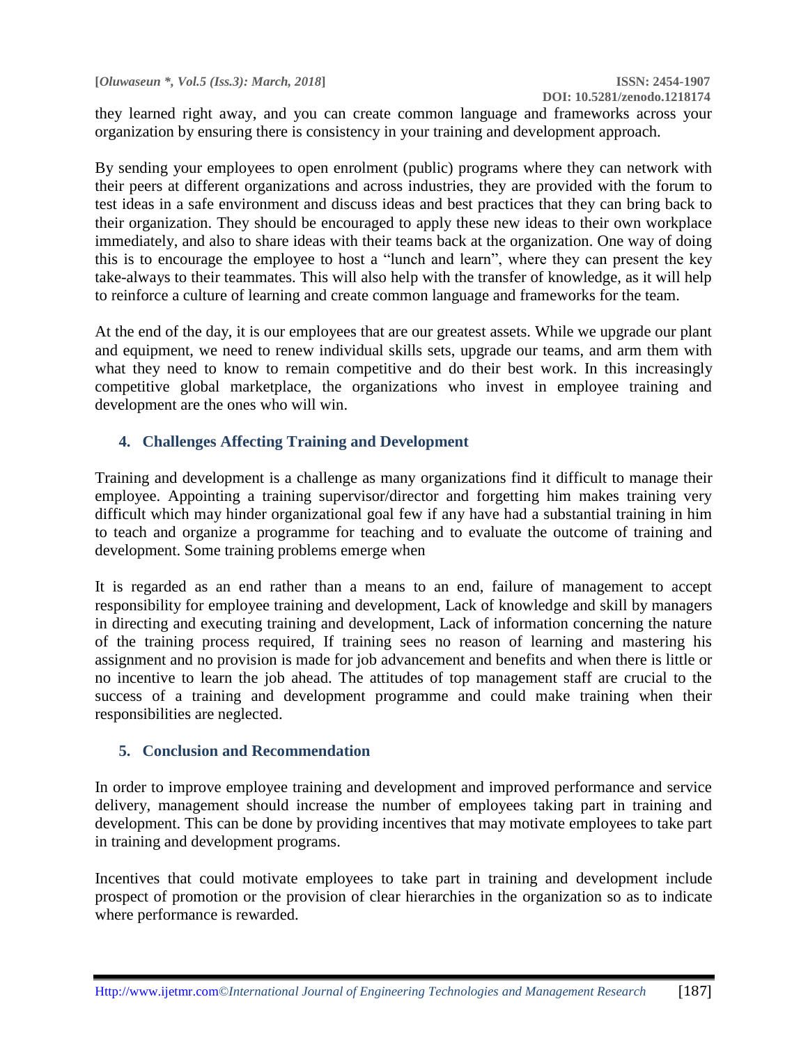they learned right away, and you can create common language and frameworks across your organization by ensuring there is consistency in your training and development approach.

By sending your employees to open enrolment (public) programs where they can network with their peers at different organizations and across industries, they are provided with the forum to test ideas in a safe environment and discuss ideas and best practices that they can bring back to their organization. They should be encouraged to apply these new ideas to their own workplace immediately, and also to share ideas with their teams back at the organization. One way of doing this is to encourage the employee to host a "lunch and learn", where they can present the key take-always to their teammates. This will also help with the transfer of knowledge, as it will help to reinforce a culture of learning and create common language and frameworks for the team.

At the end of the day, it is our employees that are our greatest assets. While we upgrade our plant and equipment, we need to renew individual skills sets, upgrade our teams, and arm them with what they need to know to remain competitive and do their best work. In this increasingly competitive global marketplace, the organizations who invest in employee training and development are the ones who will win.

## 4. Challenges Affecting Training and Development

Training and development is a challenge as many organizations find it difficult to manage their employee. Appointing a training supervisor/director and forgetting him makes training very difficult which may hinder organizational goal few if any have had a substantial training in him to teach and organize a programme for teaching and to evaluate the outcome of training and development. Some training problems emerge when

It is regarded as an end rather than a means to an end, failure of management to accept responsibility for employee training and development, Lack of knowledge and skill by managers in directing and executing training and development, Lack of information concerning the nature of the training process required, If training sees no reason of learning and mastering his assignment and no provision is made for job advancement and benefits and when there is little or no incentive to learn the job ahead. The attitudes of top management staff are crucial to the success of a training and development programme and could make training when their responsibilities are neglected.

## 5. Conclusion and Recommendation

In order to improve employee training and development and improved performance and service delivery, management should increase the number of employees taking part in training and development. This can be done by providing incentives that may motivate employees to take part in training and development programs.

Incentives that could motivate employees to take part in training and development include prospect of promotion or the provision of clear hierarchies in the organization so as to indicate where performance is rewarded.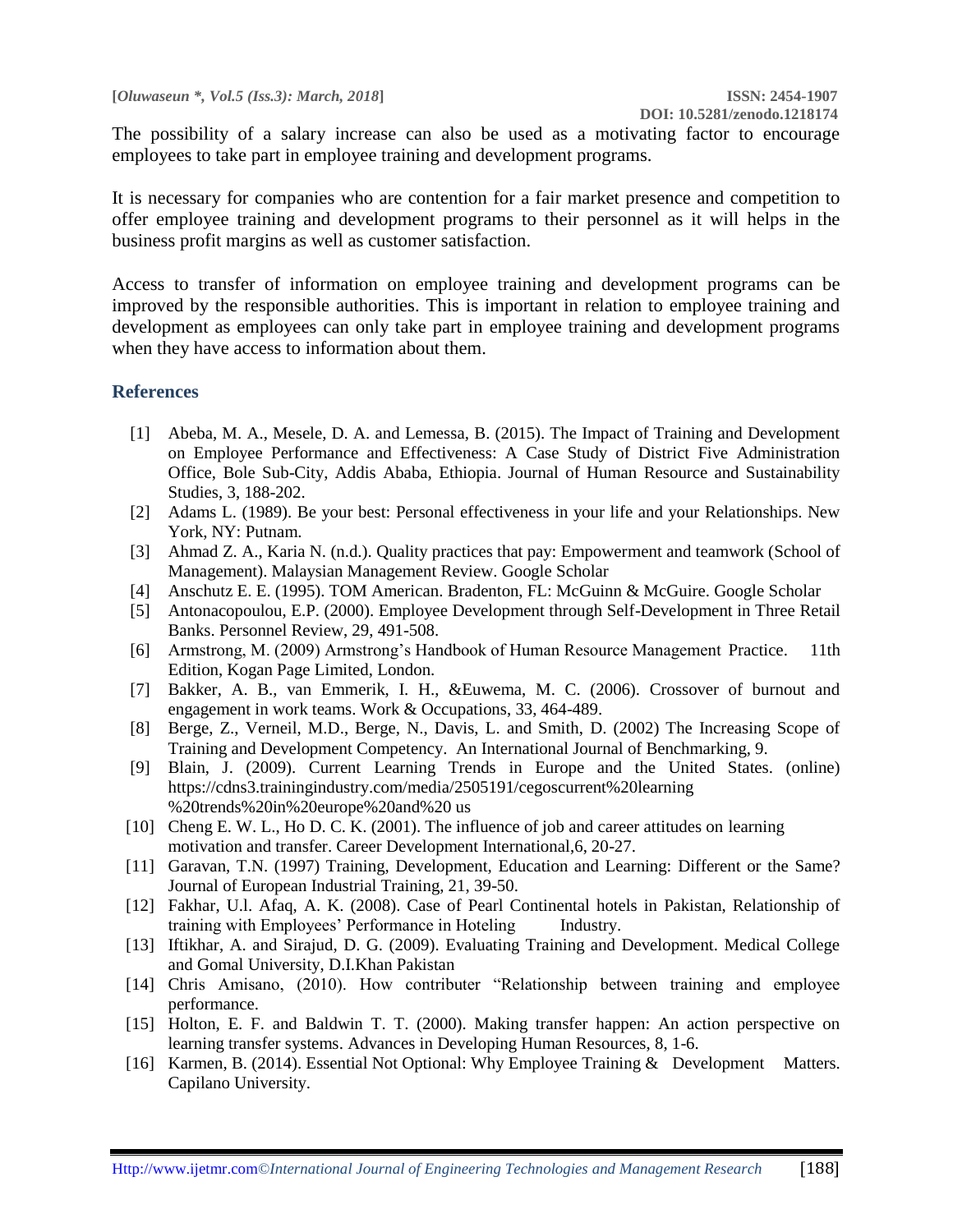The possibility of a salary increase can also be used as a motivating factor to encourage employees to take part in employee training and development programs.

It is necessary for companies who are contention for a fair market presence and competition to offer employee training and development programs to their personnel as it will helps in the business profit margins as well as customer satisfaction.

Access to transfer of information on employee training and development programs can be improved by the responsible authorities. This is important in relation to employee training and development as employees can only take part in employee training and development programs when they have access to information about them.

## References

[1] Abeba, M. A., Mesele, D. A. and Lemessa, B. (2015). The Impact of Training and Development on Employee Performance and Effectiveness: A Case Study of District Five Administration Office, Bole Sub-City, Addis Ababa, Ethiopia. Journal of Human Resource and Sustainability Studies, 3, 188-202.

[2] Adams L. (1989). Be your best: Personal effectiveness in your life and your Relationships. New York, NY: Putnam.

[3] Ahmad Z. A., Karia N. (n.d.). Quality practices that pay: Empowerment and teamwork (School of Management). Malaysian Management Review. Google Scholar

[4] Anschutz E. E. (1995). TOM American. Bradenton, FL: McGuinn & McGuire. Google Scholar

[5] Antonacopoulou, E.P. (2000). Employee Development through Self-Development in Three Retail Banks. Personnel Review, 29, 491-508.

[6] Armstrong, M. (2009) Armstrong's Handbook of Human Resource Management Practice. 11th Edition, Kogan Page Limited, London.

[7] Bakker, A. B., van Emmerik, I. H., &Euwema, M. C. (2006). Crossover of burnout and engagement in work teams. Work & Occupations, 33, 464-489.

[8] Berge, Z., Verneil, M.D., Berge, N., Davis, L. and Smith, D. (2002) The Increasing Scope of Training and Development Competency. An International Journal of Benchmarking, 9.

[9] Blain, J. (2009). Current Learning Trends in Europe and the United States. (online) https://cdns3.trainingindustry.com/media/2505191/cegoscurrent%20learning %20trends%20in%20europe%20and%20 us

[10] Cheng E. W. L., Ho D. C. K. (2001). The influence of job and career attitudes on learning motivation and transfer. Career Development International,6, 20-27.

[11] Garavan, T.N. (1997) Training, Development, Education and Learning: Different or the Same? Journal of European Industrial Training, 21, 39-50.

[12] Fakhar, U.l. Afaq, A. K. (2008). Case of Pearl Continental hotels in Pakistan, Relationship of training with Employees' Performance in Hoteling Industry.

[13] Iftikhar, A. and Sirajud, D. G. (2009). Evaluating Training and Development. Medical College and Gomal University, D.I.Khan Pakistan

[14] Chris Amisano, (2010). How contributer "Relationship between training and employee performance.

[15] Holton, E. F. and Baldwin T. T. (2000). Making transfer happen: An action perspective on learning transfer systems. Advances in Developing Human Resources, 8, 1-6.

[16] Karmen, B. (2014). Essential Not Optional: Why Employee Training & Development Matters. Capilano University.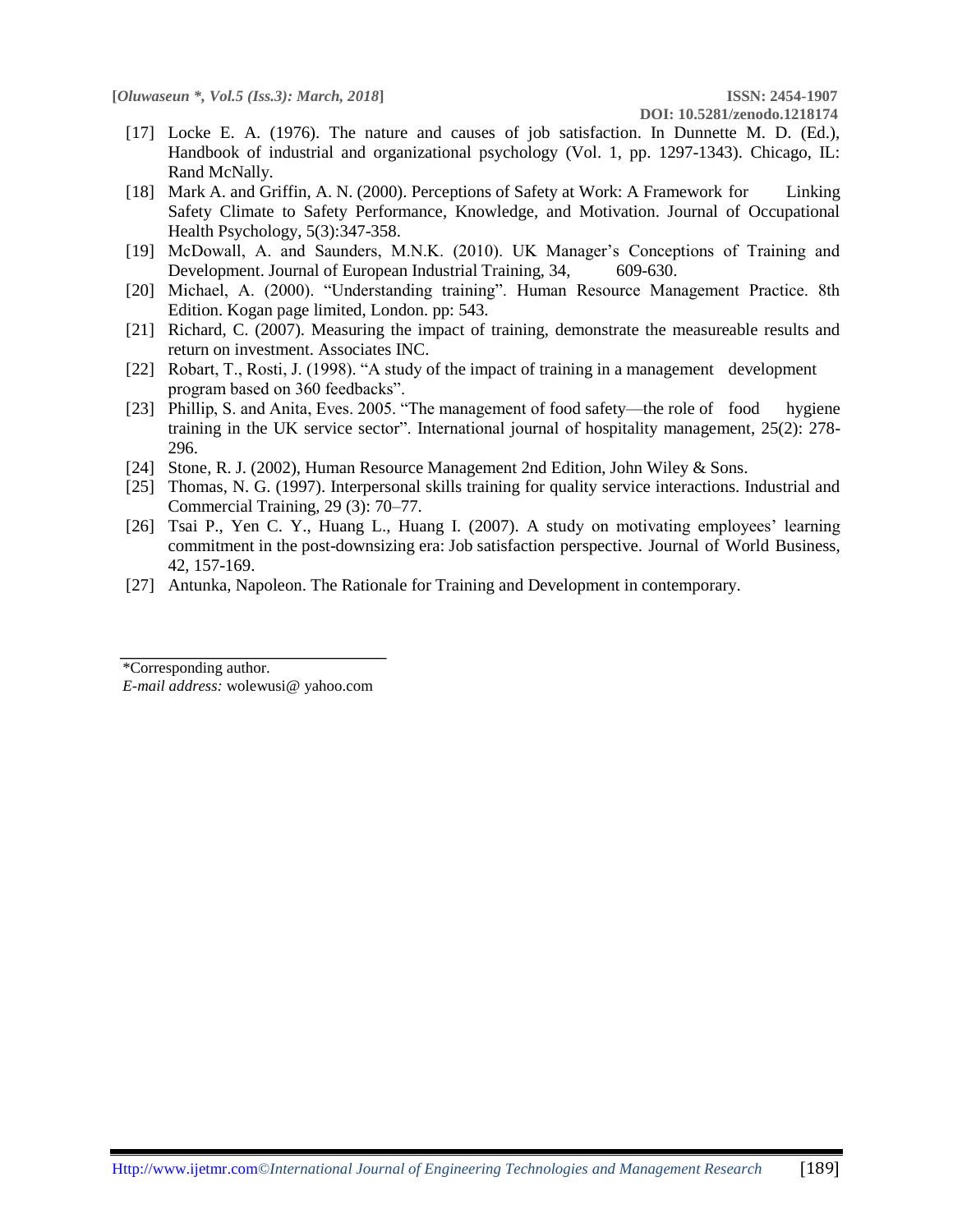[17] Locke E. A. (1976). The nature and causes of job satisfaction. In Dunnette M. D. (Ed.), Handbook of industrial and organizational psychology (Vol. 1, pp. 1297-1343). Chicago, IL: Rand McNally.

[18] Mark A. and Griffin, A. N. (2000). Perceptions of Safety at Work: A Framework for Linking Safety Climate to Safety Performance, Knowledge, and Motivation. Journal of Occupational Health Psychology, 5(3):347-358.

[19] McDowall, A. and Saunders, M.N.K. (2010). UK Manager's Conceptions of Training and Development. Journal of European Industrial Training, 34, 609-630.

[20] Michael, A. (2000). "Understanding training". Human Resource Management Practice. 8th Edition. Kogan page limited, London. pp: 543.

[21] Richard, C. (2007). Measuring the impact of training, demonstrate the measureable results and return on investment. Associates INC.

[22] Robart, T., Rosti, J. (1998). "A study of the impact of training in a management development program based on 360 feedbacks".

[23] Phillip, S. and Anita, Eves. 2005. "The management of food safety—the role of food hygiene training in the UK service sector". International journal of hospitality management, 25(2): 278-296.

[24] Stone, R. J. (2002), Human Resource Management 2nd Edition, John Wiley & Sons.

[25] Thomas, N. G. (1997). Interpersonal skills training for quality service interactions. Industrial and Commercial Training, 29 (3): 70–77.

[26] Tsai P., Yen C. Y., Huang L., Huang I. (2007). A study on motivating employees' learning commitment in the post-downsizing era: Job satisfaction perspective. Journal of World Business, 42, 157-169.

[27] Antunka, Napoleon. The Rationale for Training and Development in contemporary.

---

*Corresponding author.
*E-mail address:* wolewusi@ yahoo.com